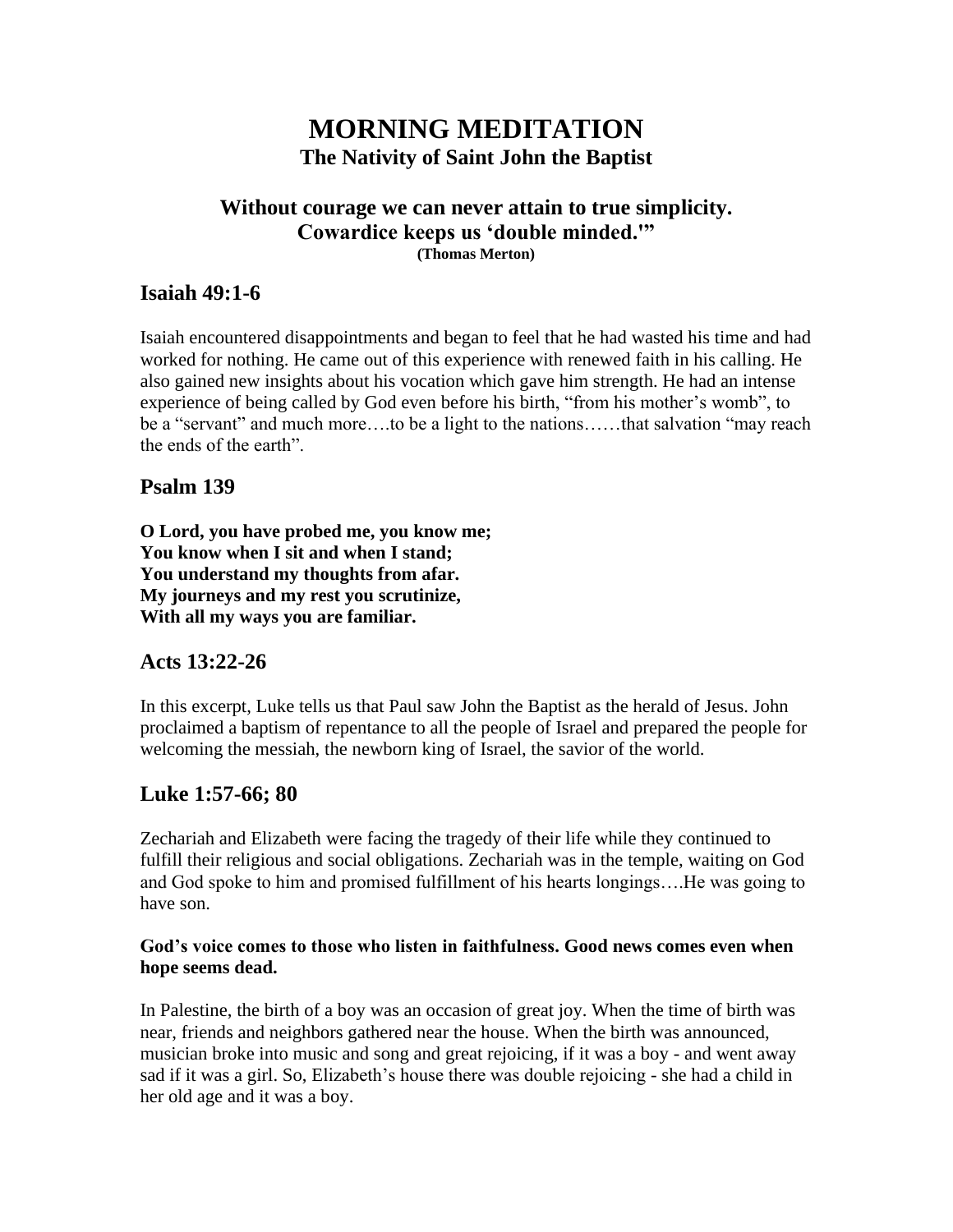# MORNING MEDITATION

## The Nativity of Saint John the Baptist

### Without courage we can never attain to true simplicity. Cowardice keeps us 'double minded.'"

**(Thomas Merton)**

## Isaiah 49:1-6

Isaiah encountered disappointments and began to feel that he had wasted his time and had worked for nothing. He came out of this experience with renewed faith in his calling. He also gained new insights about his vocation which gave him strength. He had an intense experience of being called by God even before his birth, "from his mother's womb", to be a "servant" and much more….to be a light to the nations……that salvation "may reach the ends of the earth".

## Psalm 139

**O Lord, you have probed me, you know me;**
**You know when I sit and when I stand;**
**You understand my thoughts from afar.**
**My journeys and my rest you scrutinize,**
**With all my ways you are familiar.**

## Acts 13:22-26

In this excerpt, Luke tells us that Paul saw John the Baptist as the herald of Jesus. John proclaimed a baptism of repentance to all the people of Israel and prepared the people for welcoming the messiah, the newborn king of Israel, the savior of the world.

## Luke 1:57-66; 80

Zechariah and Elizabeth were facing the tragedy of their life while they continued to fulfill their religious and social obligations. Zechariah was in the temple, waiting on God and God spoke to him and promised fulfillment of his hearts longings….He was going to have son.

**God's voice comes to those who listen in faithfulness. Good news comes even when hope seems dead.**

In Palestine, the birth of a boy was an occasion of great joy. When the time of birth was near, friends and neighbors gathered near the house. When the birth was announced, musician broke into music and song and great rejoicing, if it was a boy - and went away sad if it was a girl. So, Elizabeth's house there was double rejoicing - she had a child in her old age and it was a boy.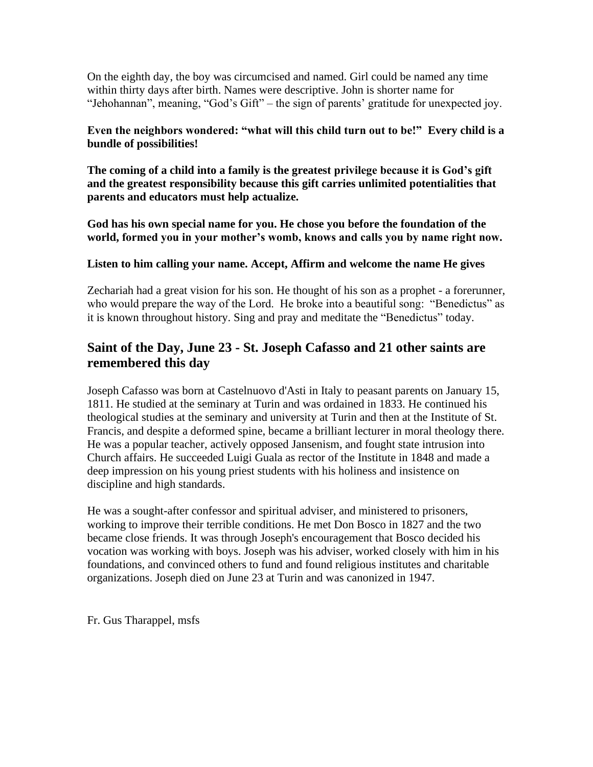On the eighth day, the boy was circumcised and named. Girl could be named any time within thirty days after birth. Names were descriptive. John is shorter name for "Jehohannan", meaning, "God's Gift" – the sign of parents' gratitude for unexpected joy.

**Even the neighbors wondered: "what will this child turn out to be!" Every child is a bundle of possibilities!**

**The coming of a child into a family is the greatest privilege because it is God's gift and the greatest responsibility because this gift carries unlimited potentialities that parents and educators must help actualize.**

**God has his own special name for you. He chose you before the foundation of the world, formed you in your mother's womb, knows and calls you by name right now.**

**Listen to him calling your name. Accept, Affirm and welcome the name He gives**

Zechariah had a great vision for his son. He thought of his son as a prophet - a forerunner, who would prepare the way of the Lord. He broke into a beautiful song: "Benedictus" as it is known throughout history. Sing and pray and meditate the "Benedictus" today.

## Saint of the Day, June 23 - St. Joseph Cafasso and 21 other saints are remembered this day

Joseph Cafasso was born at Castelnuovo d'Asti in Italy to peasant parents on January 15, 1811. He studied at the seminary at Turin and was ordained in 1833. He continued his theological studies at the seminary and university at Turin and then at the Institute of St. Francis, and despite a deformed spine, became a brilliant lecturer in moral theology there. He was a popular teacher, actively opposed Jansenism, and fought state intrusion into Church affairs. He succeeded Luigi Guala as rector of the Institute in 1848 and made a deep impression on his young priest students with his holiness and insistence on discipline and high standards.

He was a sought-after confessor and spiritual adviser, and ministered to prisoners, working to improve their terrible conditions. He met Don Bosco in 1827 and the two became close friends. It was through Joseph's encouragement that Bosco decided his vocation was working with boys. Joseph was his adviser, worked closely with him in his foundations, and convinced others to fund and found religious institutes and charitable organizations. Joseph died on June 23 at Turin and was canonized in 1947.

Fr. Gus Tharappel, msfs